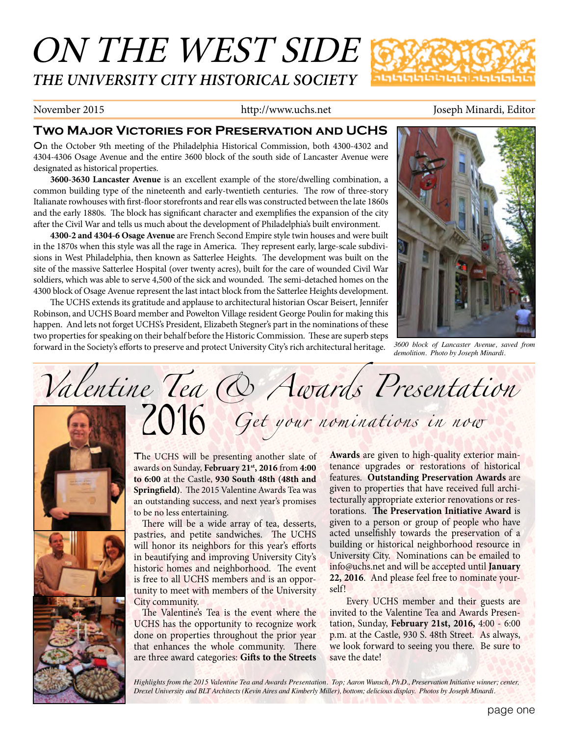# ON THE WEST SIDE

## THE UNIVERSITY CITY HISTORICAL SOCIETY

November 2015 | http://www.uchs.net | Joseph Minardi, Editor

## Two Major Victories for Preservation and UCHS

On the October 9th meeting of the Philadelphia Historical Commission, both 4300-4302 and 4304-4306 Osage Avenue and the entire 3600 block of the south side of Lancaster Avenue were designated as historical properties.

**3600-3630 Lancaster Avenue** is an excellent example of the store/dwelling combination, a common building type of the nineteenth and early-twentieth centuries. The row of three-story Italianate rowhouses with first-floor storefronts and rear ells was constructed between the late 1860s and the early 1880s. The block has significant character and exemplifies the expansion of the city after the Civil War and tells us much about the development of Philadelphia's built environment.

**4300-2 and 4304-6 Osage Avenue** are French Second Empire style twin houses and were built in the 1870s when this style was all the rage in America. They represent early, large-scale subdivisions in West Philadelphia, then known as Satterlee Heights. The development was built on the site of the massive Satterlee Hospital (over twenty acres), built for the care of wounded Civil War soldiers, which was able to serve 4,500 of the sick and wounded. The semi-detached homes on the 4300 block of Osage Avenue represent the last intact block from the Satterlee Heights development.

The UCHS extends its gratitude and applause to architectural historian Oscar Beisert, Jennifer Robinson, and UCHS Board member and Powelton Village resident George Poulin for making this happen. And lets not forget UCHS's President, Elizabeth Stegner's part in the nominations of these two properties for speaking on their behalf before the Historic Commission. These are superb steps forward in the Society's efforts to preserve and protect University City's rich architectural heritage.

*3600 block of Lancaster Avenue, saved from demolition. Photo by Joseph Minardi.*

## *Valentine Tea & Awards Presentation 2016*

### *Get your nominations in now*

The UCHS will be presenting another slate of awards on Sunday, **February 21st, 2016** from **4:00 to 6:00** at the Castle, **930 South 48th (48th and Springfield)**. The 2015 Valentine Awards Tea was an outstanding success, and next year's promises to be no less entertaining.

There will be a wide array of tea, desserts, pastries, and petite sandwiches. The UCHS will honor its neighbors for this year's efforts in beautifying and improving University City's historic homes and neighborhood. The event is free to all UCHS members and is an opportunity to meet with members of the University City community.

The Valentine's Tea is the event where the UCHS has the opportunity to recognize work done on properties throughout the prior year that enhances the whole community. There are three award categories: **Gifts to the Streets Awards** are given to high-quality exterior maintenance upgrades or restorations of historical features. **Outstanding Preservation Awards** are given to properties that have received full architecturally appropriate exterior renovations or restorations. **The Preservation Initiative Award** is given to a person or group of people who have acted unselfishly towards the preservation of a building or historical neighborhood resource in University City. Nominations can be emailed to info@uchs.net and will be accepted until **January 22, 2016**. And please feel free to nominate yourself!

Every UCHS member and their guests are invited to the Valentine Tea and Awards Presentation, Sunday, **February 21st, 2016,** 4:00 - 6:00 p.m. at the Castle, 930 S. 48th Street. As always, we look forward to seeing you there. Be sure to save the date!

*Highlights from the 2015 Valentine Tea and Awards Presentation. Top; Aaron Wunsch, Ph.D., Preservation Initiative winner; center, Drexel University and BLT Architects (Kevin Aires and Kimberly Miller), bottom; delicious display. Photos by Joseph Minardi.*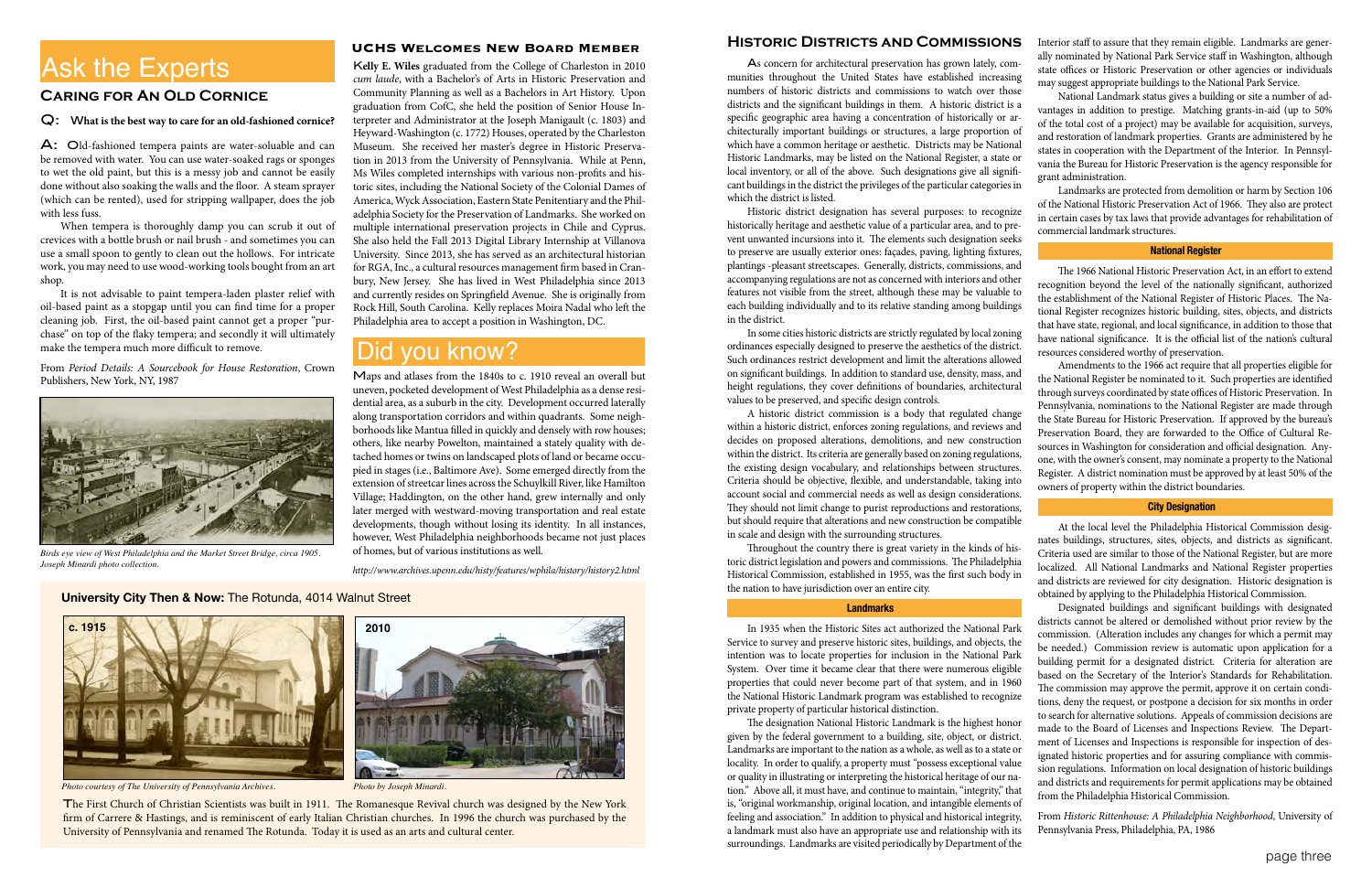# Ask the Experts

## Caring for An Old Cornice

**Q: What is the best way to care for an old-fashioned cornice?**

**A:** Old-fashioned tempera paints are water-soluable and can be removed with water. You can use water-soaked rags or sponges to wet the old paint, but this is a messy job and cannot be easily done without also soaking the walls and the floor. A steam sprayer (which can be rented), used for stripping wallpaper, does the job with less fuss.

When tempera is thoroughly damp you can scrub it out of crevices with a bottle brush or nail brush - and sometimes you can use a small spoon to gently to clean out the hollows. For intricate work, you may need to use wood-working tools bought from an art shop.

It is not advisable to paint tempera-laden plaster relief with oil-based paint as a stopgap until you can find time for a proper cleaning job. First, the oil-based paint cannot get a proper "purchase" on top of the flaky tempera; and secondly it will ultimately make the tempera much more difficult to remove.

From *Period Details: A Sourcebook for House Restoration*, Crown Publishers, New York, NY, 1987

*Birds eye view of West Philadelphia and the Market Street Bridge, circa 1905. Joseph Minardi photo collection.*

## UCHS Welcomes New Board Member

**Kelly E. Wiles** graduated from the College of Charleston in 2010 *cum laude*, with a Bachelor's of Arts in Historic Preservation and Community Planning as well as a Bachelors in Art History. Upon graduation from CofC, she held the position of Senior House Interpreter and Administrator at the Joseph Manigault (c. 1803) and Heyward-Washington (c. 1772) Houses, operated by the Charleston Museum. She received her master's degree in Historic Preservation in 2013 from the University of Pennsylvania. While at Penn, Ms Wiles completed internships with various non-profits and historic sites, including the National Society of the Colonial Dames of America, Wyck Association, Eastern State Penitentiary and the Philadelphia Society for the Preservation of Landmarks. She worked on multiple international preservation projects in Chile and Cyprus. She also held the Fall 2013 Digital Library Internship at Villanova University. Since 2013, she has served as an architectural historian for RGA, Inc., a cultural resources management firm based in Cranbury, New Jersey. She has lived in West Philadelphia since 2013 and currently resides on Springfield Avenue. She is originally from Rock Hill, South Carolina. Kelly replaces Moira Nadal who left the Philadelphia area to accept a position in Washington, DC.

# Did you know?

Maps and atlases from the 1840s to c. 1910 reveal an overall but uneven, pocketed development of West Philadelphia as a dense residential area, as a suburb in the city. Development occurred laterally along transportation corridors and within quadrants. Some neighborhoods like Mantua filled in quickly and densely with row houses; others, like nearby Powelton, maintained a stately quality with detached homes or twins on landscaped plots of land or became occupied in stages (i.e., Baltimore Ave). Some emerged directly from the extension of streetcar lines across the Schuylkill River, like Hamilton Village; Haddington, on the other hand, grew internally and only later merged with westward-moving transportation and real estate developments, though without losing its identity. In all instances, however, West Philadelphia neighborhoods became not just places of homes, but of various institutions as well.

*http://www.archives.upenn.edu/histy/features/wphila/history/history2.html*

### University City Then & Now: The Rotunda, 4014 Walnut Street

c. 1915

*Photo courtesy of The University of Pennsylvania Archives.*

2010

*Photo by Joseph Minardi.*

The First Church of Christian Scientists was built in 1911. The Romanesque Revival church was designed by the New York firm of Carrere & Hastings, and is reminiscent of early Italian Christian churches. In 1996 the church was purchased by the University of Pennsylvania and renamed The Rotunda. Today it is used as an arts and cultural center.

## Historic Districts and Commissions

As concern for architectural preservation has grown lately, communities throughout the United States have established increasing numbers of historic districts and commissions to watch over those districts and the significant buildings in them. A historic district is a specific geographic area having a concentration of historically or architecturally important buildings or structures, a large proportion of which have a common heritage or aesthetic. Districts may be National Historic Landmarks, may be listed on the National Register, a state or local inventory, or all of the above. Such designations give all significant buildings in the district the privileges of the particular categories in which the district is listed.

Historic district designation has several purposes: to recognize historically heritage and aesthetic value of a particular area, and to prevent unwanted incursions into it. The elements such designation seeks to preserve are usually exterior ones: façades, paving, lighting fixtures, plantings -pleasant streetscapes. Generally, districts, commissions, and accompanying regulations are not as concerned with interiors and other features not visible from the street, although these may be valuable to each building individually and to its relative standing among buildings in the district.

In some cities historic districts are strictly regulated by local zoning ordinances especially designed to preserve the aesthetics of the district. Such ordinances restrict development and limit the alterations allowed on significant buildings. In addition to standard use, density, mass, and height regulations, they cover definitions of boundaries, architectural values to be preserved, and specific design controls.

A historic district commission is a body that regulated change within a historic district, enforces zoning regulations, and reviews and decides on proposed alterations, demolitions, and new construction within the district. Its criteria are generally based on zoning regulations, the existing design vocabulary, and relationships between structures. Criteria should be objective, flexible, and understandable, taking into account social and commercial needs as well as design considerations. They should not limit change to purist reproductions and restorations, but should require that alterations and new construction be compatible in scale and design with the surrounding structures.

Throughout the country there is great variety in the kinds of historic district legislation and powers and commissions. The Philadelphia Historical Commission, established in 1955, was the first such body in the nation to have jurisdiction over an entire city.

### Landmarks

In 1935 when the Historic Sites act authorized the National Park Service to survey and preserve historic sites, buildings, and objects, the intention was to locate properties for inclusion in the National Park System. Over time it became clear that there were numerous eligible properties that could never become part of that system, and in 1960 the National Historic Landmark program was established to recognize private property of particular historical distinction.

The designation National Historic Landmark is the highest honor given by the federal government to a building, site, object, or district. Landmarks are important to the nation as a whole, as well as to a state or locality. In order to qualify, a property must "possess exceptional value or quality in illustrating or interpreting the historical heritage of our nation." Above all, it must have, and continue to maintain, "integrity," that is, "original workmanship, original location, and intangible elements of feeling and association." In addition to physical and historical integrity, a landmark must also have an appropriate use and relationship with its surroundings. Landmarks are visited periodically by Department of the Interior staff to assure that they remain eligible. Landmarks are generally nominated by National Park Service staff in Washington, although state offices or Historic Preservation or other agencies or individuals may suggest appropriate buildings to the National Park Service.

National Landmark status gives a building or site a number of advantages in addition to prestige. Matching grants-in-aid (up to 50% of the total cost of a project) may be available for acquisition, surveys, and restoration of landmark properties. Grants are administered by he states in cooperation with the Department of the Interior. In Pennsylvania the Bureau for Historic Preservation is the agency responsible for grant administration.

Landmarks are protected from demolition or harm by Section 106 of the National Historic Preservation Act of 1966. They also are protect in certain cases by tax laws that provide advantages for rehabilitation of commercial landmark structures.

### National Register

The 1966 National Historic Preservation Act, in an effort to extend recognition beyond the level of the nationally significant, authorized the establishment of the National Register of Historic Places. The National Register recognizes historic building, sites, objects, and districts that have state, regional, and local significance, in addition to those that have national significance. It is the official list of the nation's cultural resources considered worthy of preservation.

Amendments to the 1966 act require that all properties eligible for the National Register be nominated to it. Such properties are identified through surveys coordinated by state offices of Historic Preservation. In Pennsylvania, nominations to the National Register are made through the State Bureau for Historic Preservation. If approved by the bureau's Preservation Board, they are forwarded to the Office of Cultural Resources in Washington for consideration and official designation. Anyone, with the owner's consent, may nominate a property to the National Register. A district nomination must be approved by at least 50% of the owners of property within the district boundaries.

### City Designation

At the local level the Philadelphia Historical Commission designates buildings, structures, sites, objects, and districts as significant. Criteria used are similar to those of the National Register, but are more localized. All National Landmarks and National Register properties and districts are reviewed for city designation. Historic designation is obtained by applying to the Philadelphia Historical Commission.

Designated buildings and significant buildings with designated districts cannot be altered or demolished without prior review by the commission. (Alteration includes any changes for which a permit may be needed.) Commission review is automatic upon application for a building permit for a designated district. Criteria for alteration are based on the Secretary of the Interior's Standards for Rehabilitation. The commission may approve the permit, approve it on certain conditions, deny the request, or postpone a decision for six months in order to search for alternative solutions. Appeals of commission decisions are made to the Board of Licenses and Inspections Review. The Department of Licenses and Inspections is responsible for inspection of designated historic properties and for assuring compliance with commission regulations. Information on local designation of historic buildings and districts and requirements for permit applications may be obtained from the Philadelphia Historical Commission.

From *Historic Rittenhouse: A Philadelphia Neighborhood*, University of Pennsylvania Press, Philadelphia, PA, 1986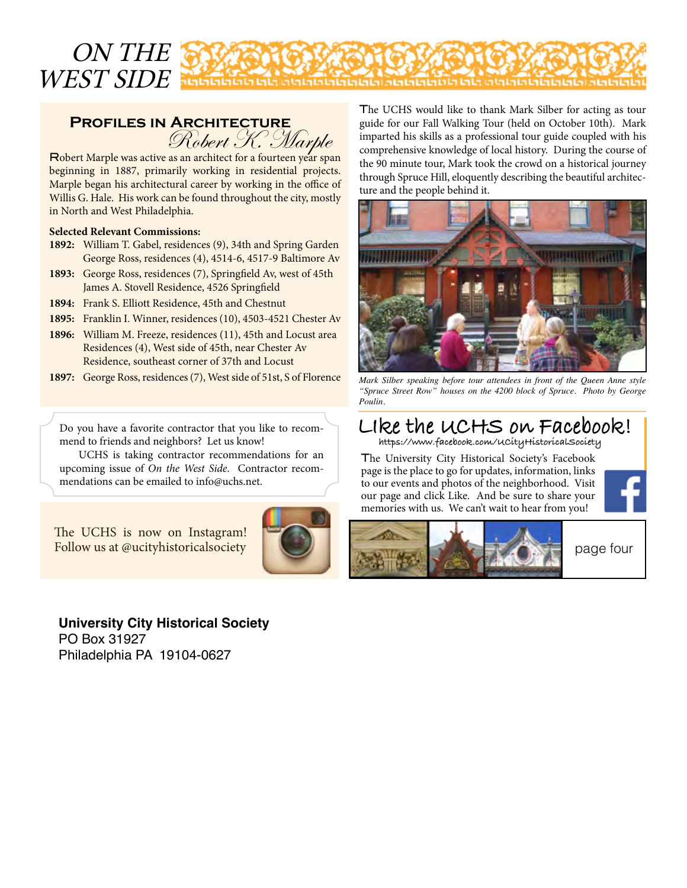## Profiles in Architecture

### *Robert K. Marple*

Robert Marple was active as an architect for a fourteen year span beginning in 1887, primarily working in residential projects. Marple began his architectural career by working in the office of Willis G. Hale. His work can be found throughout the city, mostly in North and West Philadelphia.

**Selected Relevant Commissions:**

- **1892:** William T. Gabel, residences (9), 34th and Spring Garden
  George Ross, residences (4), 4514-6, 4517-9 Baltimore Av
- **1893:** George Ross, residences (7), Springfield Av, west of 45th
  James A. Stovell Residence, 4526 Springfield
- **1894:** Frank S. Elliott Residence, 45th and Chestnut
- **1895:** Franklin I. Winner, residences (10), 4503-4521 Chester Av
- **1896:** William M. Freeze, residences (11), 45th and Locust area
  Residences (4), West side of 45th, near Chester Av
  Residence, southeast corner of 37th and Locust
- **1897:** George Ross, residences (7), West side of 51st, S of Florence

Do you have a favorite contractor that you like to recommend to friends and neighbors? Let us know!

UCHS is taking contractor recommendations for an upcoming issue of *On the West Side*. Contractor recommendations can be emailed to info@uchs.net.

The UCHS is now on Instagram! Follow us at @ucityhistoricalsociety

The UCHS would like to thank Mark Silber for acting as tour guide for our Fall Walking Tour (held on October 10th). Mark imparted his skills as a professional tour guide coupled with his comprehensive knowledge of local history. During the course of the 90 minute tour, Mark took the crowd on a historical journey through Spruce Hill, eloquently describing the beautiful architecture and the people behind it.

*Mark Silber speaking before tour attendees in front of the Queen Anne style "Spruce Street Row" houses on the 4200 block of Spruce. Photo by George Poulin.*

## Like the UCHS on Facebook!

https://www.facebook.com/UCityHistoricalSociety

The University City Historical Society's Facebook page is the place to go for updates, information, links to our events and photos of the neighborhood. Visit our page and click Like. And be sure to share your memories with us. We can't wait to hear from you!

**University City Historical Society**
PO Box 31927
Philadelphia PA 19104-0627